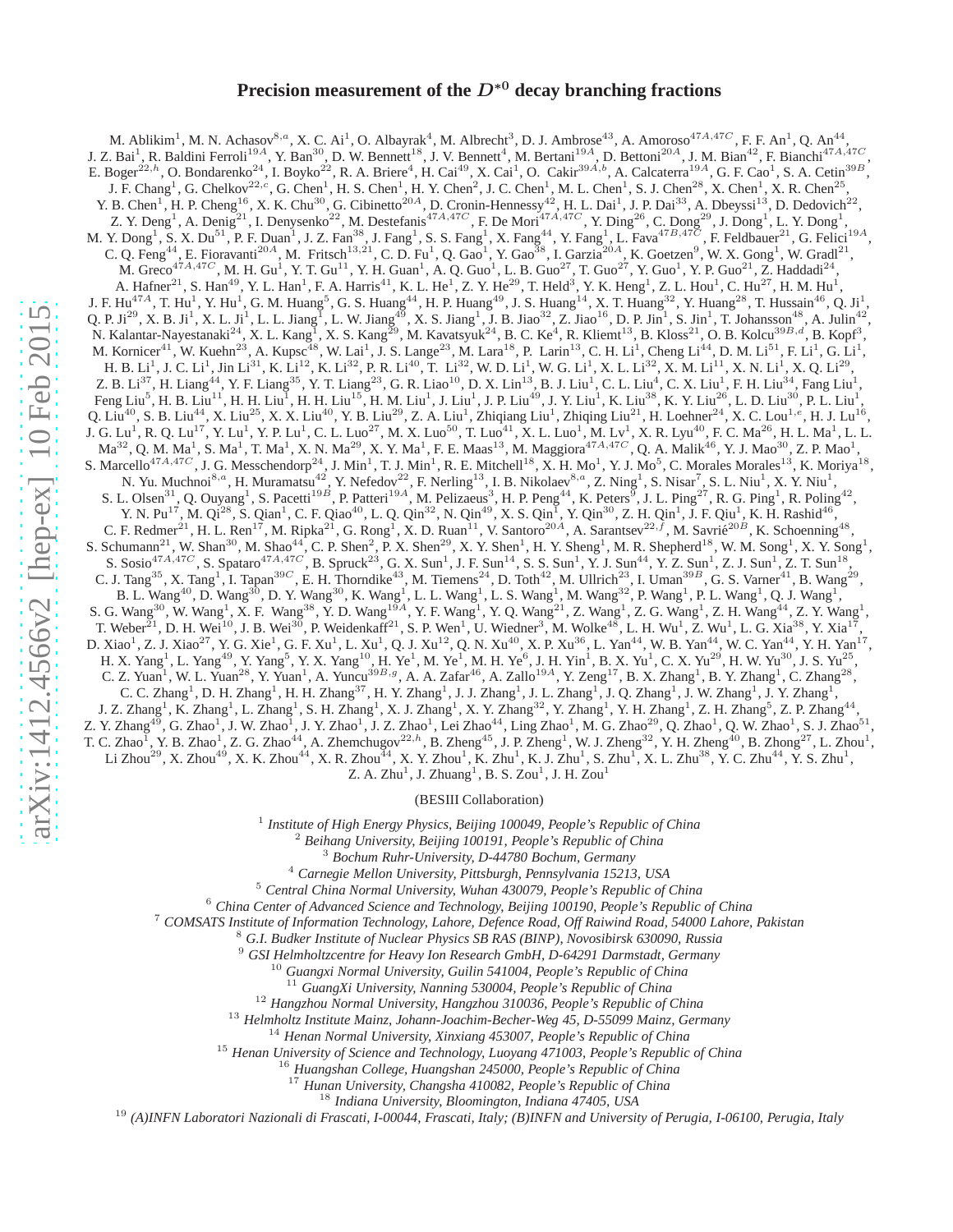# Precision measurement of the $D^{*0}$ decay branching fractions

M. Ablikim[1], M. N. Achasov[8,a], X. C. Ai[1], O. Albayrak[4], M. Albrecht[3], D. J. Ambrose[43], A. Amoroso[47A,47C], F. F. An[1], Q. An[44], J. Z. Bai[1], R. Baldini Ferroli[19A], Y. Ban[30], D. W. Bennett[18], J. V. Bennett[4], M. Bertani[19A], D. Bettoni[20A], J. M. Bian[42], F. Bianchi[47A,47C], E. Boger[22,h], O. Bondarenko[24], I. Boyko[22], R. A. Briere[4], H. Cai[49], X. Cai[1], O. Cakir[39A,b], A. Calcaterra[19A], G. F. Cao[1], S. A. Cetin[39B], J. F. Chang[1], G. Chelkov[22,c], G. Chen[1], H. S. Chen[1], H. Y. Chen[2], J. C. Chen[1], M. L. Chen[1], S. J. Chen[28], X. Chen[1], X. R. Chen[25], Y. B. Chen[1], H. P. Cheng[16], X. K. Chu[30], G. Cibinetto[20A], D. Cronin-Hennessy[42], H. L. Dai[1], J. P. Dai[33], A. Dbeyssi[13], D. Dedovich[22], Z. Y. Deng[1], A. Denig[21], I. Denysenko[22], M. Destefanis[47A,47C], F. De Mori[47A,47C], Y. Ding[26], C. Dong[29], J. Dong[1], L. Y. Dong[1], M. Y. Dong[1], S. X. Du[51], P. F. Duan[1], J. Z. Fan[38], J. Fang[1], S. S. Fang[1], X. Fang[44], Y. Fang[1], L. Fava[47B,47C], F. Feldbauer[21], G. Felici[19A], C. Q. Feng[44], E. Fioravanti[20A], M. Fritsch[13,21], C. D. Fu[1], Q. Gao[1], Y. Gao[38], I. Garzia[20A], K. Goetzen[9], W. X. Gong[1], W. Gradl[21], M. Greco[47A,47C], M. H. Gu[1], Y. T. Gu[11], Y. H. Guan[1], A. Q. Guo[1], L. B. Guo[27], T. Guo[27], Y. Guo[1], Y. P. Guo[21], Z. Haddadi[24], A. Hafner[21], S. Han[49], Y. L. Han[1], F. A. Harris[41], K. L. He[1], Z. Y. He[29], T. Held[3], Y. K. Heng[1], Z. L. Hou[1], C. Hu[27], H. M. Hu[1], J. F. Hu[47A], T. Hu[1], Y. Hu[1], G. M. Huang[5], G. S. Huang[44], H. P. Huang[49], J. S. Huang[14], X. T. Huang[32], Y. Huang[28], T. Hussain[46], Q. Ji[1], Q. P. Ji[29], X. B. Ji[1], X. L. Ji[1], L. L. Jiang[1], L. W. Jiang[49], X. S. Jiang[1], J. B. Jiao[32], Z. Jiao[16], D. P. Jin[1], S. Jin[1], T. Johansson[48], A. Julin[42], N. Kalantar-Nayestanaki[24], X. L. Kang[1], X. S. Kang[29], M. Kavatsyuk[24], B. C. Ke[4], R. Kliemt[13], B. Kloss[21], O. B. Kolcu[39B,d], B. Kopf[3], M. Kornicer[41], W. Kuehn[23], A. Kupsc[48], W. Lai[1], J. S. Lange[23], M. Lara[18], P. Larin[13], C. H. Li[1], Cheng Li[44], D. M. Li[51], F. Li[1], G. Li[1], H. B. Li[1], J. C. Li[1], Jin Li[31], K. Li[12], K. Li[32], P. R. Li[40], T. Li[32], W. D. Li[1], W. G. Li[1], X. L. Li[32], X. M. Li[11], X. N. Li[1], X. Q. Li[29], Z. B. Li[37], H. Liang[44], Y. F. Liang[35], Y. T. Liang[23], G. R. Liao[10], D. X. Lin[13], B. J. Liu[1], C. L. Liu[4], C. X. Liu[1], F. H. Liu[34], Fang Liu[1], Feng Liu[5], H. B. Liu[11], H. H. Liu[1], H. H. Liu[15], H. M. Liu[1], J. Liu[1], J. P. Liu[49], J. Y. Liu[1], K. Liu[38], K. Y. Liu[26], L. D. Liu[30], P. L. Liu[1], Q. Liu[40], S. B. Liu[44], X. Liu[25], X. X. Liu[40], Y. B. Liu[29], Z. A. Liu[1], Zhiqiang Liu[1], Zhiqing Liu[21], H. Loehner[24], X. C. Lou[1,e], H. J. Lu[16], J. G. Lu[1], R. Q. Lu[17], Y. Lu[1], Y. P. Lu[1], C. L. Luo[27], M. X. Luo[50], T. Luo[41], X. L. Luo[1], M. Lv[1], X. R. Lyu[40], F. C. Ma[26], H. L. Ma[1], L. L. Ma[32], Q. M. Ma[1], S. Ma[1], T. Ma[1], X. N. Ma[29], X. Y. Ma[1], F. E. Maas[13], M. Maggiora[47A,47C], Q. A. Malik[46], Y. J. Mao[30], Z. P. Mao[1], S. Marcello[47A,47C], J. G. Messchendorp[24], J. Min[1], T. J. Min[1], R. E. Mitchell[18], X. H. Mo[1], Y. J. Mo[5], C. Morales Morales[13], K. Moriya[18], N. Yu. Muchnoi[8,a], H. Muramatsu[42], Y. Nefedov[22], F. Nerling[13], I. B. Nikolaev[8,a], Z. Ning[1], S. Nisar[7], S. L. Niu[1], X. Y. Niu[1], S. L. Olsen[31], Q. Ouyang[1], S. Pacetti[19B], P. Patteri[19A], M. Pelizaeus[3], H. P. Peng[44], K. Peters[9], J. L. Ping[27], R. G. Ping[1], R. Poling[42], Y. N. Pu[17], M. Qi[28], S. Qian[1], C. F. Qiao[40], L. Q. Qin[32], N. Qin[49], X. S. Qin[1], Y. Qin[30], Z. H. Qin[1], J. F. Qiu[1], K. H. Rashid[46], C. F. Redmer[21], H. L. Ren[17], M. Ripka[21], G. Rong[1], X. D. Ruan[11], V. Santoro[20A], A. Sarantsev[22,f], M. Savrié[20B], K. Schoenning[48], S. Schumann[21], W. Shan[30], M. Shao[44], C. P. Shen[2], P. X. Shen[29], X. Y. Shen[1], H. Y. Sheng[1], M. R. Shepherd[18], W. M. Song[1], X. Y. Song[1], S. Sosio[47A,47C], S. Spataro[47A,47C], B. Spruck[23], G. X. Sun[1], J. F. Sun[14], S. S. Sun[1], Y. J. Sun[44], Y. Z. Sun[1], Z. J. Sun[1], Z. T. Sun[18], C. J. Tang[35], X. Tang[1], I. Tapan[39C], E. H. Thorndike[43], M. Tiemens[24], D. Toth[42], M. Ullrich[23], I. Uman[39B], G. S. Varner[41], B. Wang[29], B. L. Wang[40], D. Wang[30], D. Y. Wang[30], K. Wang[1], L. L. Wang[1], L. S. Wang[1], M. Wang[32], P. Wang[1], P. L. Wang[1], Q. J. Wang[1], S. G. Wang[30], W. Wang[1], X. F. Wang[38], Y. D. Wang[19A], Y. F. Wang[1], Y. Q. Wang[21], Z. Wang[1], Z. G. Wang[1], Z. H. Wang[44], Z. Y. Wang[1], T. Weber[21], D. H. Wei[10], J. B. Wei[30], P. Weidenkaff[21], S. P. Wen[1], U. Wiedner[3], M. Wolke[48], L. H. Wu[1], Z. Wu[1], L. G. Xia[38], Y. Xia[17], D. Xiao[1], Z. J. Xiao[27], Y. G. Xie[1], G. F. Xu[1], L. Xu[1], Q. J. Xu[12], Q. N. Xu[40], X. P. Xu[36], L. Yan[44], W. B. Yan[44], W. C. Yan[44], Y. H. Yan[17], H. X. Yang[1], L. Yang[49], Y. Yang[5], Y. X. Yang[10], H. Ye[1], M. Ye[1], M. H. Ye[6], J. H. Yin[1], B. X. Yu[1], C. X. Yu[29], H. W. Yu[30], J. S. Yu[25], C. Z. Yuan[1], W. L. Yuan[28], Y. Yuan[1], A. Yuncu[39B,g], A. A. Zafar[46], A. Zallo[19A], Y. Zeng[17], B. X. Zhang[1], B. Y. Zhang[1], C. Zhang[28], C. C. Zhang[1], D. H. Zhang[1], H. H. Zhang[37], H. Y. Zhang[1], J. J. Zhang[1], J. L. Zhang[1], J. Q. Zhang[1], J. W. Zhang[1], J. Y. Zhang[1], J. Z. Zhang[1], K. Zhang[1], L. Zhang[1], S. H. Zhang[1], X. J. Zhang[1], X. Y. Zhang[32], Y. Zhang[1], Y. H. Zhang[1], Z. H. Zhang[5], Z. P. Zhang[44], Z. Y. Zhang[49], G. Zhao[1], J. W. Zhao[1], J. Y. Zhao[1], J. Z. Zhao[1], Lei Zhao[44], Ling Zhao[1], M. G. Zhao[29], Q. Zhao[1], Q. W. Zhao[1], S. J. Zhao[51], T. C. Zhao[1], Y. B. Zhao[1], Z. G. Zhao[44], A. Zhemchugov[22,h], B. Zheng[45], J. P. Zheng[1], W. J. Zheng[32], Y. H. Zheng[40], B. Zhong[27], L. Zhou[1], Li Zhou[29], X. Zhou[49], X. K. Zhou[44], X. R. Zhou[44], X. Y. Zhou[1], K. Zhu[1], K. J. Zhu[1], S. Zhu[1], X. L. Zhu[38], Y. C. Zhu[44], Y. S. Zhu[1], Z. A. Zhu[1], J. Zhuang[1], B. S. Zou[1], J. H. Zou[1]

(BESIII Collaboration)

[1] *Institute of High Energy Physics, Beijing 100049, People's Republic of China*
[2] *Beihang University, Beijing 100191, People's Republic of China*
[3] *Bochum Ruhr-University, D-44780 Bochum, Germany*
[4] *Carnegie Mellon University, Pittsburgh, Pennsylvania 15213, USA*
[5] *Central China Normal University, Wuhan 430079, People's Republic of China*
[6] *China Center of Advanced Science and Technology, Beijing 100190, People's Republic of China*
[7] *COMSATS Institute of Information Technology, Lahore, Defence Road, Off Raiwind Road, 54000 Lahore, Pakistan*
[8] *G.I. Budker Institute of Nuclear Physics SB RAS (BINP), Novosibirsk 630090, Russia*
[9] *GSI Helmholtzcentre for Heavy Ion Research GmbH, D-64291 Darmstadt, Germany*
[10] *Guangxi Normal University, Guilin 541004, People's Republic of China*
[11] *GuangXi University, Nanning 530004, People's Republic of China*
[12] *Hangzhou Normal University, Hangzhou 310036, People's Republic of China*
[13] *Helmholtz Institute Mainz, Johann-Joachim-Becher-Weg 45, D-55099 Mainz, Germany*
[14] *Henan Normal University, Xinxiang 453007, People's Republic of China*
[15] *Henan University of Science and Technology, Luoyang 471003, People's Republic of China*
[16] *Huangshan College, Huangshan 245000, People's Republic of China*
[17] *Hunan University, Changsha 410082, People's Republic of China*
[18] *Indiana University, Bloomington, Indiana 47405, USA*
[19] *(A)INFN Laboratori Nazionali di Frascati, I-00044, Frascati, Italy; (B)INFN and University of Perugia, I-06100, Perugia, Italy*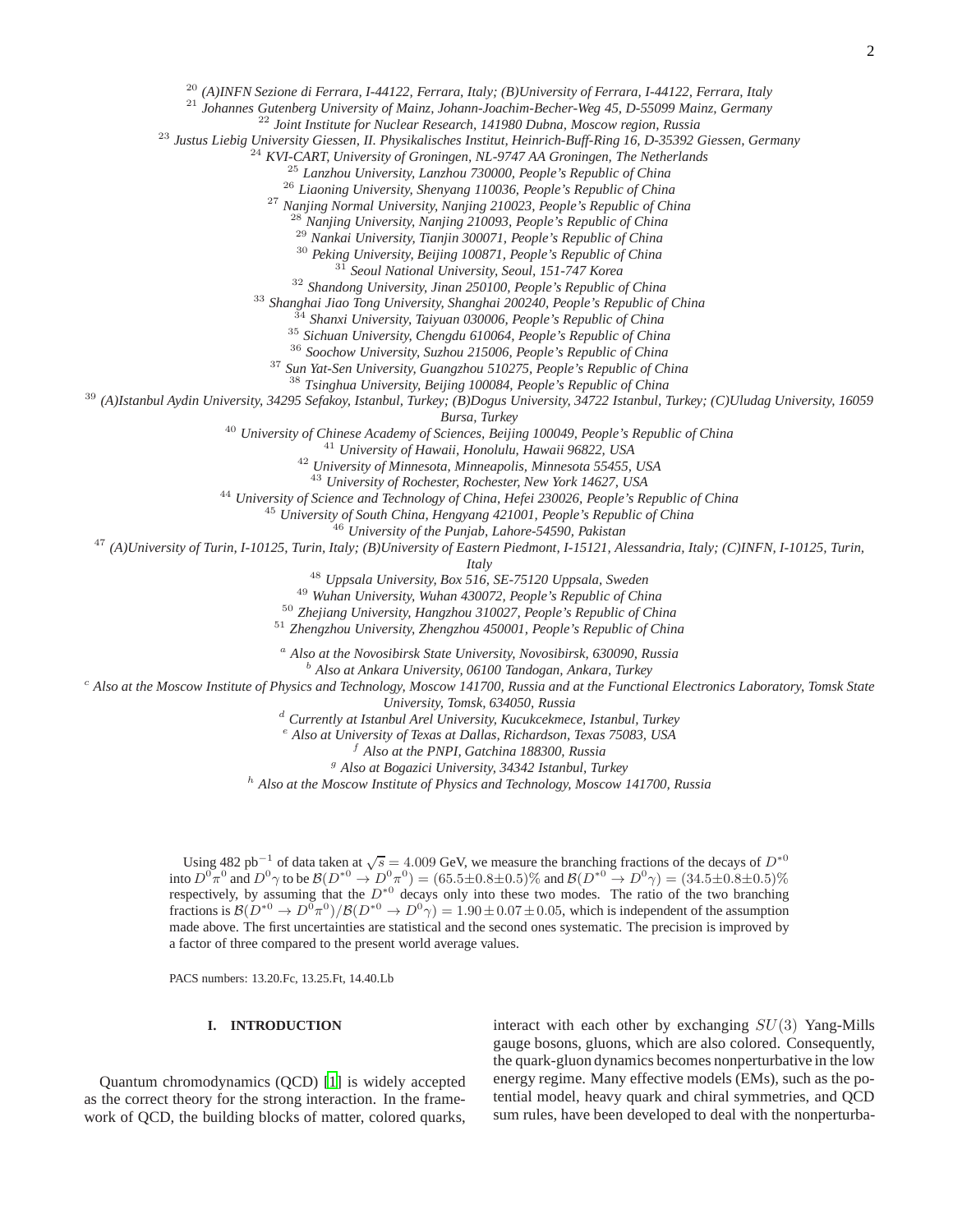[20] (A)INFN Sezione di Ferrara, I-44122, Ferrara, Italy; (B)University of Ferrara, I-44122, Ferrara, Italy
[21] Johannes Gutenberg University of Mainz, Johann-Joachim-Becher-Weg 45, D-55099 Mainz, Germany
[22] Joint Institute for Nuclear Research, 141980 Dubna, Moscow region, Russia
[23] Justus Liebig University Giessen, II. Physikalisches Institut, Heinrich-Buff-Ring 16, D-35392 Giessen, Germany
[24] KVI-CART, University of Groningen, NL-9747 AA Groningen, The Netherlands
[25] Lanzhou University, Lanzhou 730000, People's Republic of China
[26] Liaoning University, Shenyang 110036, People's Republic of China
[27] Nanjing Normal University, Nanjing 210023, People's Republic of China
[28] Nanjing University, Nanjing 210093, People's Republic of China
[29] Nankai University, Tianjin 300071, People's Republic of China
[30] Peking University, Beijing 100871, People's Republic of China
[31] Seoul National University, Seoul, 151-747 Korea
[32] Shandong University, Jinan 250100, People's Republic of China
[33] Shanghai Jiao Tong University, Shanghai 200240, People's Republic of China
[34] Shanxi University, Taiyuan 030006, People's Republic of China
[35] Sichuan University, Chengdu 610064, People's Republic of China
[36] Soochow University, Suzhou 215006, People's Republic of China
[37] Sun Yat-Sen University, Guangzhou 510275, People's Republic of China
[38] Tsinghua University, Beijing 100084, People's Republic of China
[39] (A)Istanbul Aydin University, 34295 Sefakoy, Istanbul, Turkey; (B)Dogus University, 34722 Istanbul, Turkey; (C)Uludag University, 16059 Bursa, Turkey
[40] University of Chinese Academy of Sciences, Beijing 100049, People's Republic of China
[41] University of Hawaii, Honolulu, Hawaii 96822, USA
[42] University of Minnesota, Minneapolis, Minnesota 55455, USA
[43] University of Rochester, Rochester, New York 14627, USA
[44] University of Science and Technology of China, Hefei 230026, People's Republic of China
[45] University of South China, Hengyang 421001, People's Republic of China
[46] University of the Punjab, Lahore-54590, Pakistan
[47] (A)University of Turin, I-10125, Turin, Italy; (B)University of Eastern Piedmont, I-15121, Alessandria, Italy; (C)INFN, I-10125, Turin, Italy
[48] Uppsala University, Box 516, SE-75120 Uppsala, Sweden
[49] Wuhan University, Wuhan 430072, People's Republic of China
[50] Zhejiang University, Hangzhou 310027, People's Republic of China
[51] Zhengzhou University, Zhengzhou 450001, People's Republic of China

[a] Also at the Novosibirsk State University, Novosibirsk, 630090, Russia
[b] Also at Ankara University, 06100 Tandogan, Ankara, Turkey
[c] Also at the Moscow Institute of Physics and Technology, Moscow 141700, Russia and at the Functional Electronics Laboratory, Tomsk State University, Tomsk, 634050, Russia
[d] Currently at Istanbul Arel University, Kucukcekmece, Istanbul, Turkey
[e] Also at University of Texas at Dallas, Richardson, Texas 75083, USA
[f] Also at the PNPI, Gatchina 188300, Russia
[g] Also at Bogazici University, 34342 Istanbul, Turkey
[h] Also at the Moscow Institute of Physics and Technology, Moscow 141700, Russia

Using 482 pb$^{-1}$ of data taken at $\sqrt{s} = 4.009$ GeV, we measure the branching fractions of the decays of $D^{*0}$ into $D^0\pi^0$ and $D^0\gamma$ to be $\mathcal{B}(D^{*0} \to D^0\pi^0) = (65.5\pm0.8\pm0.5)\%$ and $\mathcal{B}(D^{*0} \to D^0\gamma) = (34.5\pm0.8\pm0.5)\%$ respectively, by assuming that the $D^{*0}$ decays only into these two modes. The ratio of the two branching fractions is $\mathcal{B}(D^{*0} \to D^0\pi^0)/\mathcal{B}(D^{*0} \to D^0\gamma) = 1.90 \pm 0.07 \pm 0.05$, which is independent of the assumption made above. The first uncertainties are statistical and the second ones systematic. The precision is improved by a factor of three compared to the present world average values.

PACS numbers: 13.20.Fc, 13.25.Ft, 14.40.Lb

## I. INTRODUCTION

Quantum chromodynamics (QCD) [1] is widely accepted as the correct theory for the strong interaction. In the framework of QCD, the building blocks of matter, colored quarks, interact with each other by exchanging $SU(3)$ Yang-Mills gauge bosons, gluons, which are also colored. Consequently, the quark-gluon dynamics becomes nonperturbative in the low energy regime. Many effective models (EMs), such as the potential model, heavy quark and chiral symmetries, and QCD sum rules, have been developed to deal with the nonperturba-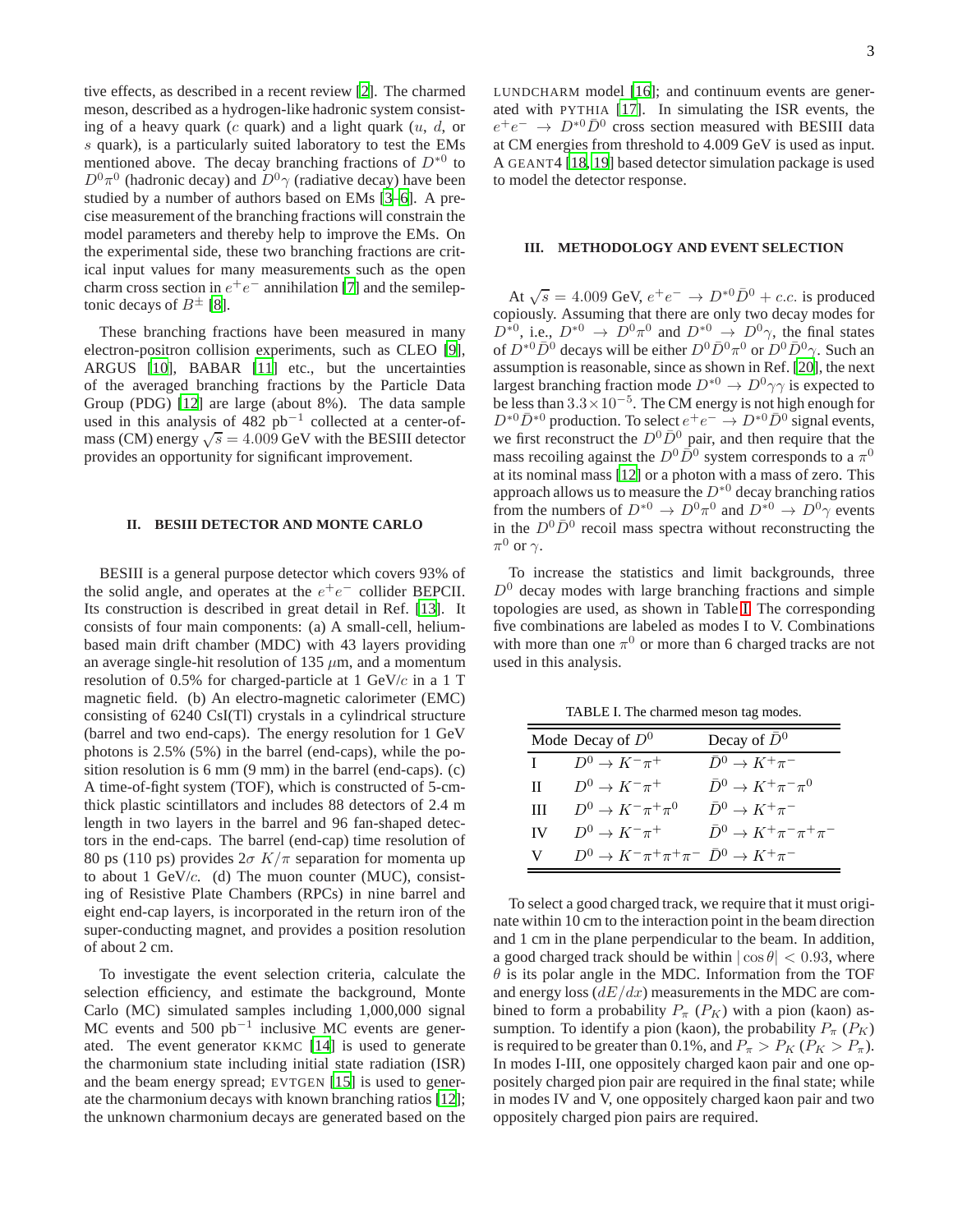tive effects, as described in a recent review [2]. The charmed meson, described as a hydrogen-like hadronic system consisting of a heavy quark ($c$ quark) and a light quark ($u$, $d$, or $s$ quark), is a particularly suited laboratory to test the EMs mentioned above. The decay branching fractions of $D^{*0}$ to $D^0\pi^0$ (hadronic decay) and $D^0\gamma$ (radiative decay) have been studied by a number of authors based on EMs [3–6]. A precise measurement of the branching fractions will constrain the model parameters and thereby help to improve the EMs. On the experimental side, these two branching fractions are critical input values for many measurements such as the open charm cross section in $e^+e^-$ annihilation [7] and the semileptonic decays of $B^\pm$ [8].

These branching fractions have been measured in many electron-positron collision experiments, such as CLEO [9], ARGUS [10], BABAR [11] etc., but the uncertainties of the averaged branching fractions by the Particle Data Group (PDG) [12] are large (about 8%). The data sample used in this analysis of 482 pb$^{-1}$ collected at a center-of-mass (CM) energy $\sqrt{s} = 4.009$ GeV with the BESIII detector provides an opportunity for significant improvement.

## II. BESIII DETECTOR AND MONTE CARLO

BESIII is a general purpose detector which covers 93% of the solid angle, and operates at the $e^+e^-$ collider BEPCII. Its construction is described in great detail in Ref. [13]. It consists of four main components: (a) A small-cell, helium-based main drift chamber (MDC) with 43 layers providing an average single-hit resolution of 135 $\mu$m, and a momentum resolution of 0.5% for charged-particle at 1 GeV/$c$ in a 1 T magnetic field. (b) An electro-magnetic calorimeter (EMC) consisting of 6240 CsI(Tl) crystals in a cylindrical structure (barrel and two end-caps). The energy resolution for 1 GeV photons is 2.5% (5%) in the barrel (end-caps), while the position resolution is 6 mm (9 mm) in the barrel (end-caps). (c) A time-of-fight system (TOF), which is constructed of 5-cm-thick plastic scintillators and includes 88 detectors of 2.4 m length in two layers in the barrel and 96 fan-shaped detectors in the end-caps. The barrel (end-cap) time resolution of 80 ps (110 ps) provides $2\sigma$ $K/\pi$ separation for momenta up to about 1 GeV/$c$. (d) The muon counter (MUC), consisting of Resistive Plate Chambers (RPCs) in nine barrel and eight end-cap layers, is incorporated in the return iron of the super-conducting magnet, and provides a position resolution of about 2 cm.

To investigate the event selection criteria, calculate the selection efficiency, and estimate the background, Monte Carlo (MC) simulated samples including 1,000,000 signal MC events and 500 pb$^{-1}$ inclusive MC events are generated. The event generator KKMC [14] is used to generate the charmonium state including initial state radiation (ISR) and the beam energy spread; EVTGEN [15] is used to generate the charmonium decays with known branching ratios [12]; the unknown charmonium decays are generated based on the LUNDCHARM model [16]; and continuum events are generated with PYTHIA [17]. In simulating the ISR events, the $e^+e^- \rightarrow D^{*0}\bar{D}^0$ cross section measured with BESIII data at CM energies from threshold to 4.009 GeV is used as input. A GEANT4 [18, 19] based detector simulation package is used to model the detector response.

## III. METHODOLOGY AND EVENT SELECTION

At $\sqrt{s} = 4.009$ GeV, $e^+e^- \rightarrow D^{*0}\bar{D}^0 + c.c.$ is produced copiously. Assuming that there are only two decay modes for $D^{*0}$, i.e., $D^{*0} \rightarrow D^0\pi^0$ and $D^{*0} \rightarrow D^0\gamma$, the final states of $D^{*0}\bar{D}^0$ decays will be either $D^0\bar{D}^0\pi^0$ or $D^0\bar{D}^0\gamma$. Such an assumption is reasonable, since as shown in Ref. [20], the next largest branching fraction mode $D^{*0} \rightarrow D^0\gamma\gamma$ is expected to be less than $3.3\times10^{-5}$. The CM energy is not high enough for $D^{*0}\bar{D}^{*0}$ production. To select $e^+e^- \rightarrow D^{*0}\bar{D}^0$ signal events, we first reconstruct the $D^0\bar{D}^0$ pair, and then require that the mass recoiling against the $D^0\bar{D}^0$ system corresponds to a $\pi^0$ at its nominal mass [12] or a photon with a mass of zero. This approach allows us to measure the $D^{*0}$ decay branching ratios from the numbers of $D^{*0} \rightarrow D^0\pi^0$ and $D^{*0} \rightarrow D^0\gamma$ events in the $D^0\bar{D}^0$ recoil mass spectra without reconstructing the $\pi^0$ or $\gamma$.

To increase the statistics and limit backgrounds, three $D^0$ decay modes with large branching fractions and simple topologies are used, as shown in Table I. The corresponding five combinations are labeled as modes I to V. Combinations with more than one $\pi^0$ or more than 6 charged tracks are not used in this analysis.

TABLE I. The charmed meson tag modes.

| Mode | Decay of $D^0$ | Decay of $\bar{D}^0$ |
|---|---|---|
| I | $D^0 \rightarrow K^-\pi^+$ | $\bar{D}^0 \rightarrow K^+\pi^-$ |
| II | $D^0 \rightarrow K^-\pi^+$ | $\bar{D}^0 \rightarrow K^+\pi^-\pi^0$ |
| III | $D^0 \rightarrow K^-\pi^+\pi^0$ | $\bar{D}^0 \rightarrow K^+\pi^-$ |
| IV | $D^0 \rightarrow K^-\pi^+$ | $\bar{D}^0 \rightarrow K^+\pi^-\pi^+\pi^-$ |
| V | $D^0 \rightarrow K^-\pi^+\pi^+\pi^-$ | $\bar{D}^0 \rightarrow K^+\pi^-$ |

To select a good charged track, we require that it must originate within 10 cm to the interaction point in the beam direction and 1 cm in the plane perpendicular to the beam. In addition, a good charged track should be within $|\cos\theta| < 0.93$, where $\theta$ is its polar angle in the MDC. Information from the TOF and energy loss ($dE/dx$) measurements in the MDC are combined to form a probability $P_\pi$ ($P_K$) with a pion (kaon) assumption. To identify a pion (kaon), the probability $P_\pi$ ($P_K$) is required to be greater than 0.1%, and $P_\pi > P_K$ ($P_K > P_\pi$). In modes I-III, one oppositely charged kaon pair and one oppositely charged pion pair are required in the final state; while in modes IV and V, one oppositely charged kaon pair and two oppositely charged pion pairs are required.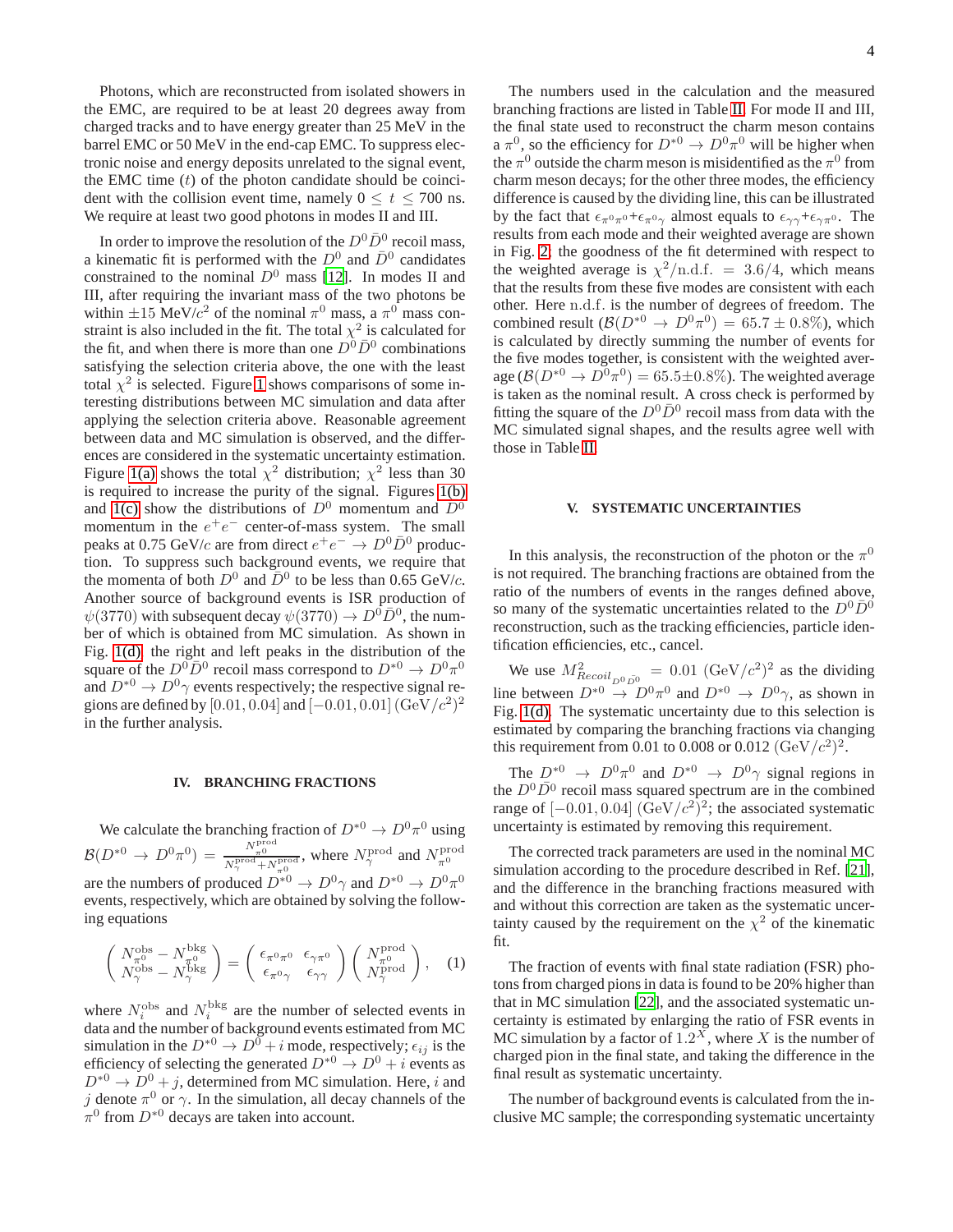Photons, which are reconstructed from isolated showers in the EMC, are required to be at least 20 degrees away from charged tracks and to have energy greater than 25 MeV in the barrel EMC or 50 MeV in the end-cap EMC. To suppress electronic noise and energy deposits unrelated to the signal event, the EMC time ($t$) of the photon candidate should be coincident with the collision event time, namely $0 \leq t \leq 700$ ns. We require at least two good photons in modes II and III.

In order to improve the resolution of the $D^0\bar{D}^0$ recoil mass, a kinematic fit is performed with the $D^0$ and $\bar{D}^0$ candidates constrained to the nominal $D^0$ mass [12]. In modes II and III, after requiring the invariant mass of the two photons be within $\pm 15$ MeV/$c^2$ of the nominal $\pi^0$ mass, a $\pi^0$ mass constraint is also included in the fit. The total $\chi^2$ is calculated for the fit, and when there is more than one $D^0\bar{D}^0$ combinations satisfying the selection criteria above, the one with the least total $\chi^2$ is selected. Figure 1 shows comparisons of some interesting distributions between MC simulation and data after applying the selection criteria above. Reasonable agreement between data and MC simulation is observed, and the differences are considered in the systematic uncertainty estimation. Figure 1(a) shows the total $\chi^2$ distribution; $\chi^2$ less than 30 is required to increase the purity of the signal. Figures 1(b) and 1(c) show the distributions of $D^0$ momentum and $\bar{D}^0$ momentum in the $e^+e^-$ center-of-mass system. The small peaks at 0.75 GeV/$c$ are from direct $e^+e^- \to D^0\bar{D}^0$ production. To suppress such background events, we require that the momenta of both $D^0$ and $\bar{D}^0$ to be less than 0.65 GeV/$c$. Another source of background events is ISR production of $\psi(3770)$ with subsequent decay $\psi(3770) \to D^0\bar{D}^0$, the number of which is obtained from MC simulation. As shown in Fig. 1(d), the right and left peaks in the distribution of the square of the $D^0\bar{D}^0$ recoil mass correspond to $D^{*0} \to D^0\pi^0$ and $D^{*0} \to D^0\gamma$ events respectively; the respective signal regions are defined by $[0.01, 0.04]$ and $[-0.01, 0.01]$ $(\mathrm{GeV}/c^2)^2$ in the further analysis.

## IV. BRANCHING FRACTIONS

We calculate the branching fraction of $D^{*0} \to D^0\pi^0$ using $\mathcal{B}(D^{*0} \to D^0\pi^0) = \frac{N^{\mathrm{prod}}_{\pi^0}}{N^{\mathrm{prod}}_{\gamma} + N^{\mathrm{prod}}_{\pi^0}}$, where $N^{\mathrm{prod}}_{\gamma}$ and $N^{\mathrm{prod}}_{\pi^0}$ are the numbers of produced $D^{*0} \to D^0\gamma$ and $D^{*0} \to D^0\pi^0$ events, respectively, which are obtained by solving the following equations

$$\begin{pmatrix} N^{\mathrm{obs}}_{\pi^0} - N^{\mathrm{bkg}}_{\pi^0} \\ N^{\mathrm{obs}}_{\gamma} - N^{\mathrm{bkg}}_{\gamma} \end{pmatrix} = \begin{pmatrix} \epsilon_{\pi^0\pi^0} & \epsilon_{\gamma\pi^0} \\ \epsilon_{\pi^0\gamma} & \epsilon_{\gamma\gamma} \end{pmatrix} \begin{pmatrix} N^{\mathrm{prod}}_{\pi^0} \\ N^{\mathrm{prod}}_{\gamma} \end{pmatrix}, \quad (1)$$

where $N^{\mathrm{obs}}_i$ and $N^{\mathrm{bkg}}_i$ are the number of selected events in data and the number of background events estimated from MC simulation in the $D^{*0} \to D^0 + i$ mode, respectively; $\epsilon_{ij}$ is the efficiency of selecting the generated $D^{*0} \to D^0 + i$ events as $D^{*0} \to D^0 + j$, determined from MC simulation. Here, $i$ and $j$ denote $\pi^0$ or $\gamma$. In the simulation, all decay channels of the $\pi^0$ from $D^{*0}$ decays are taken into account.

The numbers used in the calculation and the measured branching fractions are listed in Table II. For mode II and III, the final state used to reconstruct the charm meson contains a $\pi^0$, so the efficiency for $D^{*0} \to D^0\pi^0$ will be higher when the $\pi^0$ outside the charm meson is misidentified as the $\pi^0$ from charm meson decays; for the other three modes, the efficiency difference is caused by the dividing line, this can be illustrated by the fact that $\epsilon_{\pi^0\pi^0}+\epsilon_{\pi^0\gamma}$ almost equals to $\epsilon_{\gamma\gamma}+\epsilon_{\gamma\pi^0}$. The results from each mode and their weighted average are shown in Fig. 2, the goodness of the fit determined with respect to the weighted average is $\chi^2/\mathrm{n.d.f.} = 3.6/4$, which means that the results from these five modes are consistent with each other. Here n.d.f. is the number of degrees of freedom. The combined result ($\mathcal{B}(D^{*0} \to D^0\pi^0) = 65.7 \pm 0.8\%$), which is calculated by directly summing the number of events for the five modes together, is consistent with the weighted average ($\mathcal{B}(D^{*0} \to D^0\pi^0) = 65.5 \pm 0.8\%$). The weighted average is taken as the nominal result. A cross check is performed by fitting the square of the $D^0\bar{D}^0$ recoil mass from data with the MC simulated signal shapes, and the results agree well with those in Table II.

## V. SYSTEMATIC UNCERTAINTIES

In this analysis, the reconstruction of the photon or the $\pi^0$ is not required. The branching fractions are obtained from the ratio of the numbers of events in the ranges defined above, so many of the systematic uncertainties related to the $D^0\bar{D}^0$ reconstruction, such as the tracking efficiencies, particle identification efficiencies, etc., cancel.

We use $M^2_{Recoil_{D^0\bar{D}^0}} = 0.01$ $(\mathrm{GeV}/c^2)^2$ as the dividing line between $D^{*0} \to D^0\pi^0$ and $D^{*0} \to D^0\gamma$, as shown in Fig. 1(d). The systematic uncertainty due to this selection is estimated by comparing the branching fractions via changing this requirement from 0.01 to 0.008 or 0.012 $(\mathrm{GeV}/c^2)^2$.

The $D^{*0} \to D^0\pi^0$ and $D^{*0} \to D^0\gamma$ signal regions in the $D^0\bar{D}^0$ recoil mass squared spectrum are in the combined range of $[-0.01, 0.04]$ $(\mathrm{GeV}/c^2)^2$; the associated systematic uncertainty is estimated by removing this requirement.

The corrected track parameters are used in the nominal MC simulation according to the procedure described in Ref. [21], and the difference in the branching fractions measured with and without this correction are taken as the systematic uncertainty caused by the requirement on the $\chi^2$ of the kinematic fit.

The fraction of events with final state radiation (FSR) photons from charged pions in data is found to be 20% higher than that in MC simulation [22], and the associated systematic uncertainty is estimated by enlarging the ratio of FSR events in MC simulation by a factor of $1.2^X$, where $X$ is the number of charged pion in the final state, and taking the difference in the final result as systematic uncertainty.

The number of background events is calculated from the inclusive MC sample; the corresponding systematic uncertainty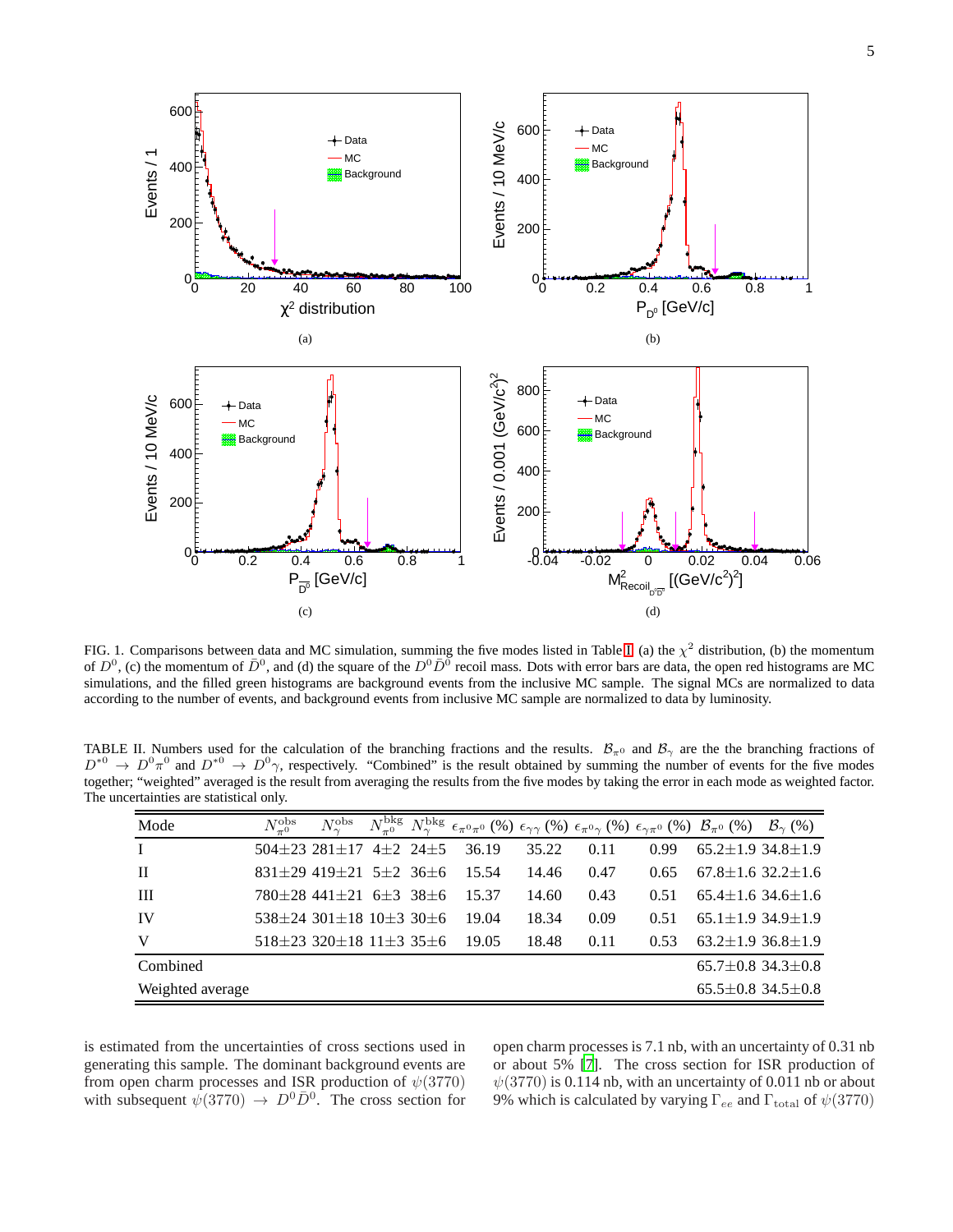FIG. 1. Comparisons between data and MC simulation, summing the five modes listed in Table II. (a) the $\chi^2$ distribution, (b) the momentum of $D^0$, (c) the momentum of $\bar{D}^0$, and (d) the square of the $D^0\bar{D}^0$ recoil mass. Dots with error bars are data, the open red histograms are MC simulations, and the filled green histograms are background events from the inclusive MC sample. The signal MCs are normalized to data according to the number of events, and background events from inclusive MC sample are normalized to data by luminosity.

TABLE II. Numbers used for the calculation of the branching fractions and the results. $\mathcal{B}_{\pi^0}$ and $\mathcal{B}_\gamma$ are the the branching fractions of $D^{*0} \to D^0\pi^0$ and $D^{*0} \to D^0\gamma$, respectively. "Combined" is the result obtained by summing the number of events for the five modes together; "weighted" averaged is the result from averaging the results from the five modes by taking the error in each mode as weighted factor. The uncertainties are statistical only.

| Mode | $N_{\pi^0}^{\rm obs}$ | $N_\gamma^{\rm obs}$ | $N_{\pi^0}^{\rm bkg}$ | $N_\gamma^{\rm bkg}$ | $\epsilon_{\pi^0\pi^0}$ (%) | $\epsilon_{\gamma\gamma}$ (%) | $\epsilon_{\pi^0\gamma}$ (%) | $\epsilon_{\gamma\pi^0}$ (%) | $\mathcal{B}_{\pi^0}$ (%) | $\mathcal{B}_\gamma$ (%) |
|---|---|---|---|---|---|---|---|---|---|---|
| I | 504±23 | 281±17 | 4±2 | 24±5 | 36.19 | 35.22 | 0.11 | 0.99 | 65.2±1.9 | 34.8±1.9 |
| II | 831±29 | 419±21 | 5±2 | 36±6 | 15.54 | 14.46 | 0.47 | 0.65 | 67.8±1.6 | 32.2±1.6 |
| III | 780±28 | 441±21 | 6±3 | 38±6 | 15.37 | 14.60 | 0.43 | 0.51 | 65.4±1.6 | 34.6±1.6 |
| IV | 538±24 | 301±18 | 10±3 | 30±6 | 19.04 | 18.34 | 0.09 | 0.51 | 65.1±1.9 | 34.9±1.9 |
| V | 518±23 | 320±18 | 11±3 | 35±6 | 19.05 | 18.48 | 0.11 | 0.53 | 63.2±1.9 | 36.8±1.9 |
| Combined | | | | | | | | | 65.7±0.8 | 34.3±0.8 |
| Weighted average | | | | | | | | | 65.5±0.8 | 34.5±0.8 |

is estimated from the uncertainties of cross sections used in generating this sample. The dominant background events are from open charm processes and ISR production of $\psi(3770)$ with subsequent $\psi(3770) \to D^0\bar{D}^0$. The cross section for open charm processes is 7.1 nb, with an uncertainty of 0.31 nb or about 5% [7]. The cross section for ISR production of $\psi(3770)$ is 0.114 nb, with an uncertainty of 0.011 nb or about 9% which is calculated by varying $\Gamma_{ee}$ and $\Gamma_{\rm total}$ of $\psi(3770)$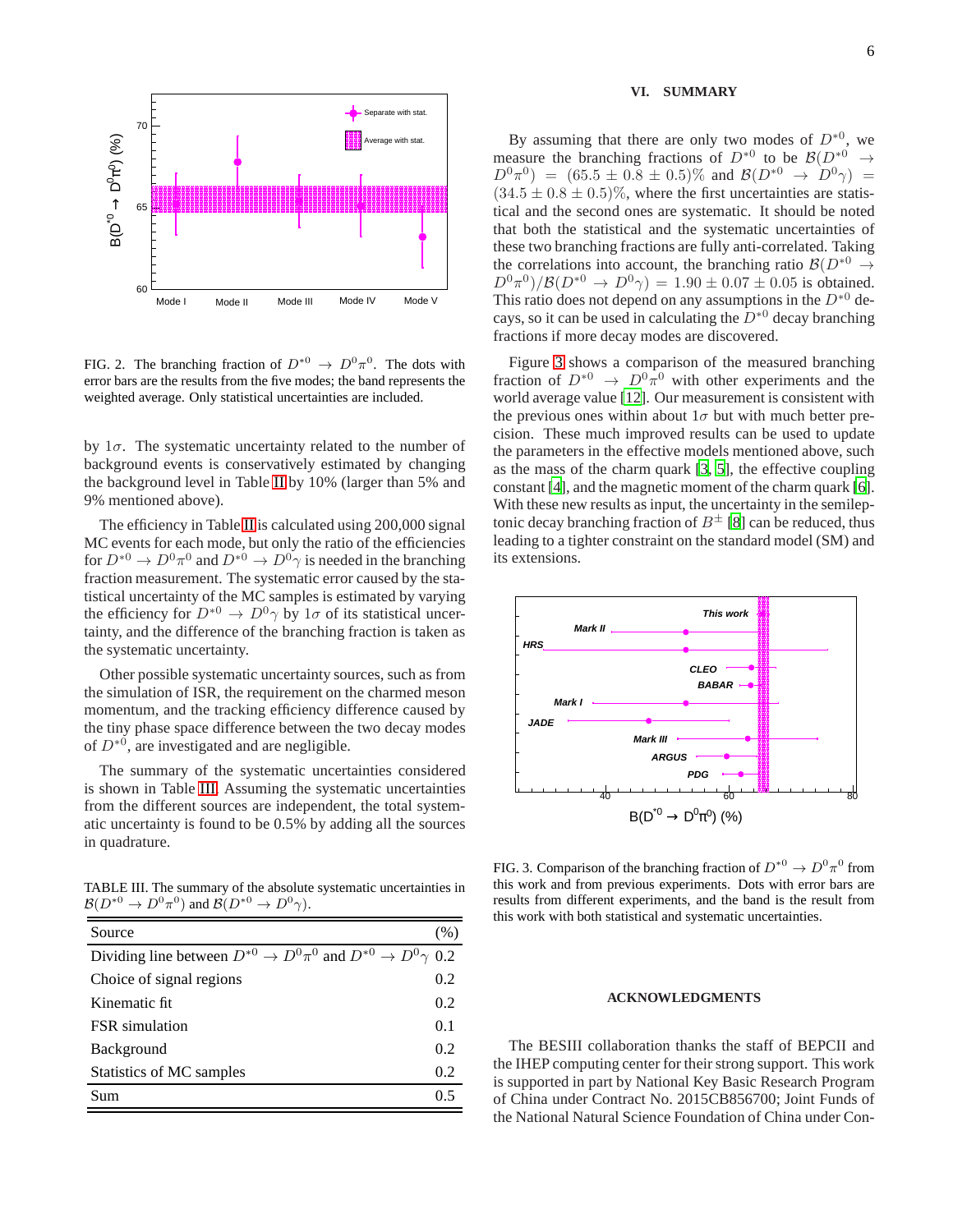FIG. 2. The branching fraction of $D^{*0} \to D^0\pi^0$. The dots with error bars are the results from the five modes; the band represents the weighted average. Only statistical uncertainties are included.

by $1\sigma$. The systematic uncertainty related to the number of background events is conservatively estimated by changing the background level in Table II by 10% (larger than 5% and 9% mentioned above).

The efficiency in Table II is calculated using 200,000 signal MC events for each mode, but only the ratio of the efficiencies for $D^{*0} \to D^0\pi^0$ and $D^{*0} \to D^0\gamma$ is needed in the branching fraction measurement. The systematic error caused by the statistical uncertainty of the MC samples is estimated by varying the efficiency for $D^{*0} \to D^0\gamma$ by $1\sigma$ of its statistical uncertainty, and the difference of the branching fraction is taken as the systematic uncertainty.

Other possible systematic uncertainty sources, such as from the simulation of ISR, the requirement on the charmed meson momentum, and the tracking efficiency difference caused by the tiny phase space difference between the two decay modes of $D^{*0}$, are investigated and are negligible.

The summary of the systematic uncertainties considered is shown in Table III. Assuming the systematic uncertainties from the different sources are independent, the total systematic uncertainty is found to be 0.5% by adding all the sources in quadrature.

TABLE III. The summary of the absolute systematic uncertainties in $\mathcal{B}(D^{*0} \to D^0\pi^0)$ and $\mathcal{B}(D^{*0} \to D^0\gamma)$.

| Source | (%) |
|---|---|
| Dividing line between $D^{*0} \to D^0\pi^0$ and $D^{*0} \to D^0\gamma$ | 0.2 |
| Choice of signal regions | 0.2 |
| Kinematic fit | 0.2 |
| FSR simulation | 0.1 |
| Background | 0.2 |
| Statistics of MC samples | 0.2 |
| Sum | 0.5 |

## VI. SUMMARY

By assuming that there are only two modes of $D^{*0}$, we measure the branching fractions of $D^{*0}$ to be $\mathcal{B}(D^{*0} \to D^0\pi^0) = (65.5 \pm 0.8 \pm 0.5)\%$ and $\mathcal{B}(D^{*0} \to D^0\gamma) = (34.5 \pm 0.8 \pm 0.5)\%$, where the first uncertainties are statistical and the second ones are systematic. It should be noted that both the statistical and the systematic uncertainties of these two branching fractions are fully anti-correlated. Taking the correlations into account, the branching ratio $\mathcal{B}(D^{*0} \to D^0\pi^0)/\mathcal{B}(D^{*0} \to D^0\gamma) = 1.90 \pm 0.07 \pm 0.05$ is obtained. This ratio does not depend on any assumptions in the $D^{*0}$ decays, so it can be used in calculating the $D^{*0}$ decay branching fractions if more decay modes are discovered.

Figure 3 shows a comparison of the measured branching fraction of $D^{*0} \to D^0\pi^0$ with other experiments and the world average value [12]. Our measurement is consistent with the previous ones within about $1\sigma$ but with much better precision. These much improved results can be used to update the parameters in the effective models mentioned above, such as the mass of the charm quark [3, 5], the effective coupling constant [4], and the magnetic moment of the charm quark [6]. With these new results as input, the uncertainty in the semileptonic decay branching fraction of $B^{\pm}$ [8] can be reduced, thus leading to a tighter constraint on the standard model (SM) and its extensions.

FIG. 3. Comparison of the branching fraction of $D^{*0} \to D^0\pi^0$ from this work and from previous experiments. Dots with error bars are results from different experiments, and the band is the result from this work with both statistical and systematic uncertainties.

## ACKNOWLEDGMENTS

The BESIII collaboration thanks the staff of BEPCII and the IHEP computing center for their strong support. This work is supported in part by National Key Basic Research Program of China under Contract No. 2015CB856700; Joint Funds of the National Natural Science Foundation of China under Con-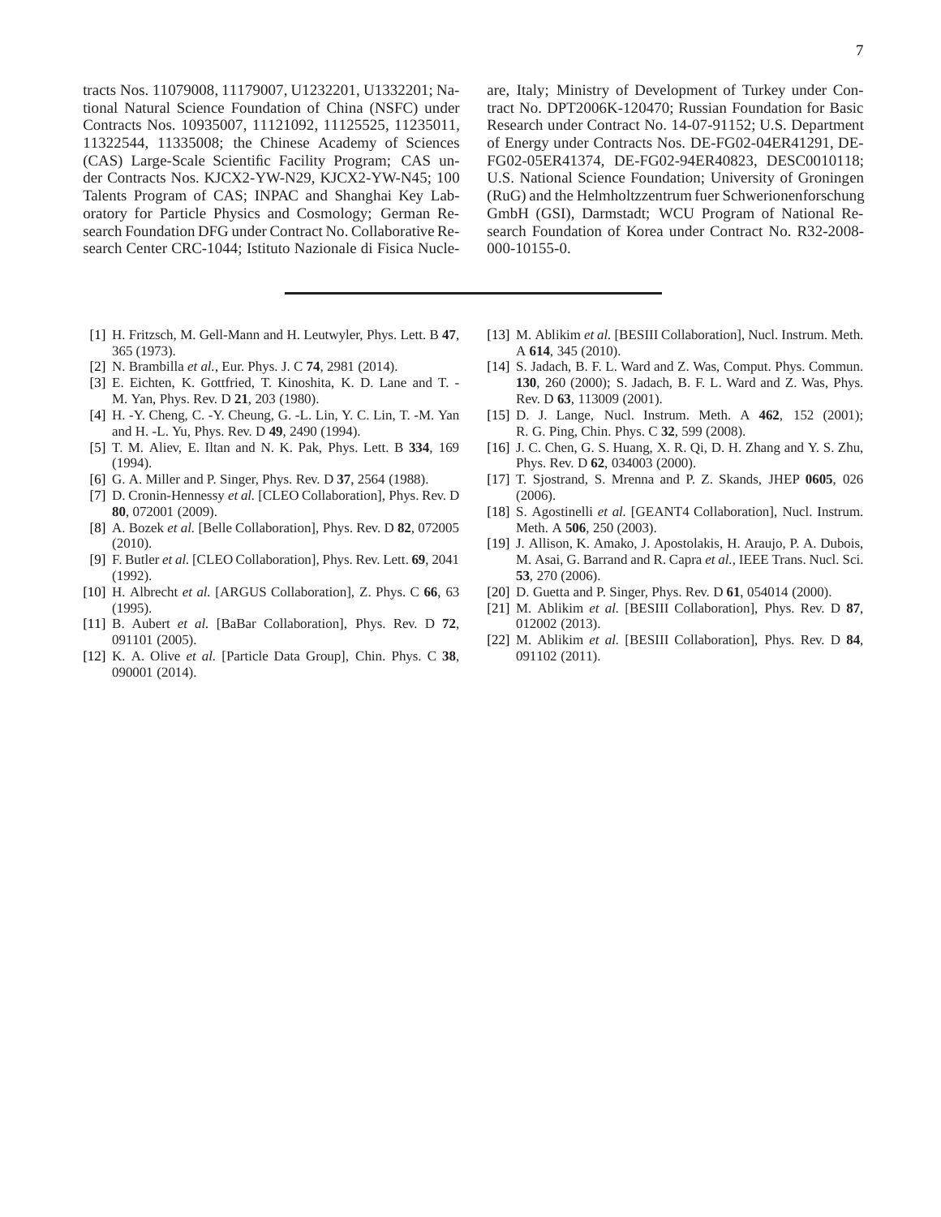tracts Nos. 11079008, 11179007, U1232201, U1332201; National Natural Science Foundation of China (NSFC) under Contracts Nos. 10935007, 11121092, 11125525, 11235011, 11322544, 11335008; the Chinese Academy of Sciences (CAS) Large-Scale Scientific Facility Program; CAS under Contracts Nos. KJCX2-YW-N29, KJCX2-YW-N45; 100 Talents Program of CAS; INPAC and Shanghai Key Laboratory for Particle Physics and Cosmology; German Research Foundation DFG under Contract No. Collaborative Research Center CRC-1044; Istituto Nazionale di Fisica Nucleare, Italy; Ministry of Development of Turkey under Contract No. DPT2006K-120470; Russian Foundation for Basic Research under Contract No. 14-07-91152; U.S. Department of Energy under Contracts Nos. DE-FG02-04ER41291, DE-FG02-05ER41374, DE-FG02-94ER40823, DESC0010118; U.S. National Science Foundation; University of Groningen (RuG) and the Helmholtzzentrum fuer Schwerionenforschung GmbH (GSI), Darmstadt; WCU Program of National Research Foundation of Korea under Contract No. R32-2008-000-10155-0.

---

[1] H. Fritzsch, M. Gell-Mann and H. Leutwyler, Phys. Lett. B **47**, 365 (1973).

[2] N. Brambilla *et al.*, Eur. Phys. J. C **74**, 2981 (2014).

[3] E. Eichten, K. Gottfried, T. Kinoshita, K. D. Lane and T. - M. Yan, Phys. Rev. D **21**, 203 (1980).

[4] H. -Y. Cheng, C. -Y. Cheung, G. -L. Lin, Y. C. Lin, T. -M. Yan and H. -L. Yu, Phys. Rev. D **49**, 2490 (1994).

[5] T. M. Aliev, E. Iltan and N. K. Pak, Phys. Lett. B **334**, 169 (1994).

[6] G. A. Miller and P. Singer, Phys. Rev. D **37**, 2564 (1988).

[7] D. Cronin-Hennessy *et al.* [CLEO Collaboration], Phys. Rev. D **80**, 072001 (2009).

[8] A. Bozek *et al.* [Belle Collaboration], Phys. Rev. D **82**, 072005 (2010).

[9] F. Butler *et al.* [CLEO Collaboration], Phys. Rev. Lett. **69**, 2041 (1992).

[10] H. Albrecht *et al.* [ARGUS Collaboration], Z. Phys. C **66**, 63 (1995).

[11] B. Aubert *et al.* [BaBar Collaboration], Phys. Rev. D **72**, 091101 (2005).

[12] K. A. Olive *et al.* [Particle Data Group], Chin. Phys. C **38**, 090001 (2014).

[13] M. Ablikim *et al.* [BESIII Collaboration], Nucl. Instrum. Meth. A **614**, 345 (2010).

[14] S. Jadach, B. F. L. Ward and Z. Was, Comput. Phys. Commun. **130**, 260 (2000); S. Jadach, B. F. L. Ward and Z. Was, Phys. Rev. D **63**, 113009 (2001).

[15] D. J. Lange, Nucl. Instrum. Meth. A **462**, 152 (2001); R. G. Ping, Chin. Phys. C **32**, 599 (2008).

[16] J. C. Chen, G. S. Huang, X. R. Qi, D. H. Zhang and Y. S. Zhu, Phys. Rev. D **62**, 034003 (2000).

[17] T. Sjostrand, S. Mrenna and P. Z. Skands, JHEP **0605**, 026 (2006).

[18] S. Agostinelli *et al.* [GEANT4 Collaboration], Nucl. Instrum. Meth. A **506**, 250 (2003).

[19] J. Allison, K. Amako, J. Apostolakis, H. Araujo, P. A. Dubois, M. Asai, G. Barrand and R. Capra *et al.*, IEEE Trans. Nucl. Sci. **53**, 270 (2006).

[20] D. Guetta and P. Singer, Phys. Rev. D **61**, 054014 (2000).

[21] M. Ablikim *et al.* [BESIII Collaboration], Phys. Rev. D **87**, 012002 (2013).

[22] M. Ablikim *et al.* [BESIII Collaboration], Phys. Rev. D **84**, 091102 (2011).